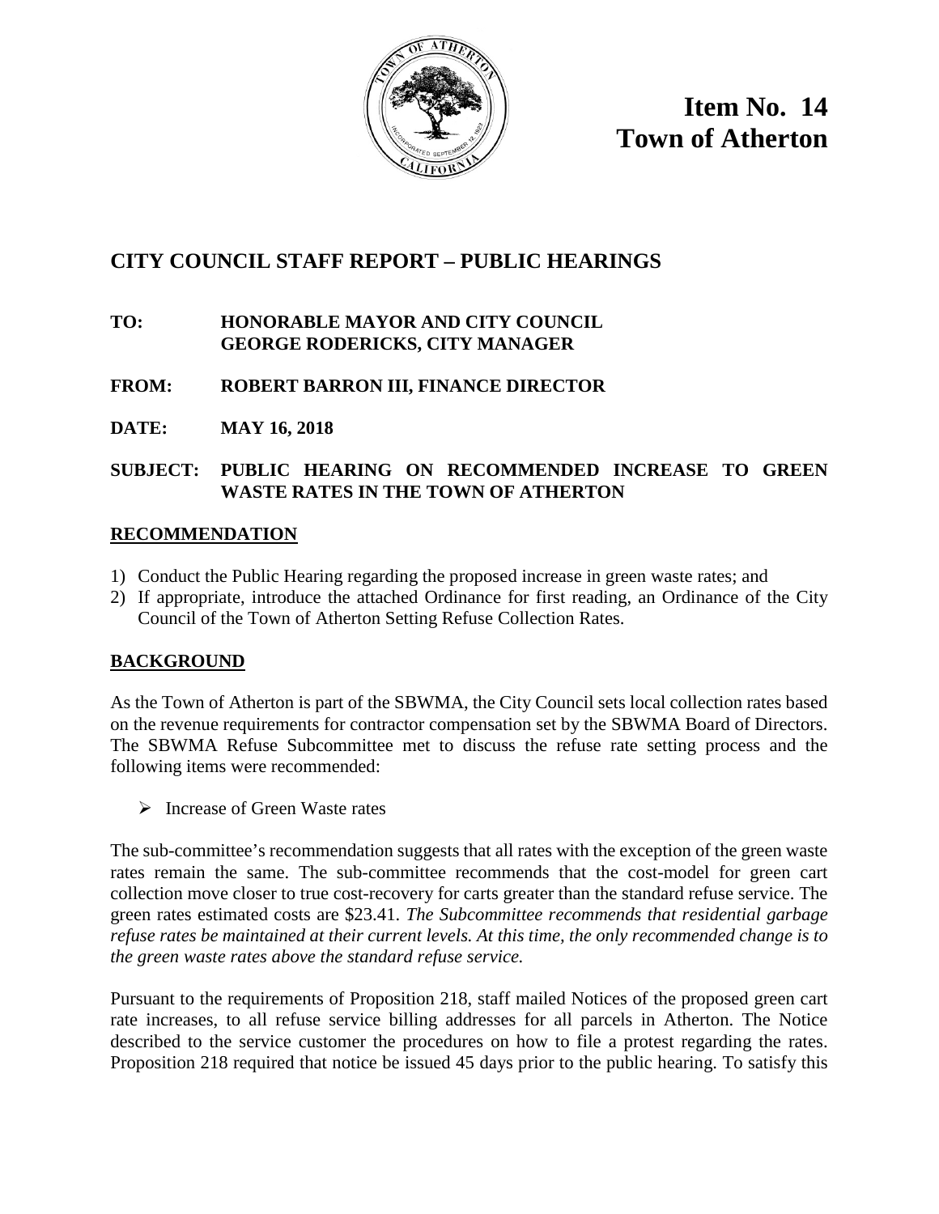**Item No. 14**
**Town of Atherton**

# CITY COUNCIL STAFF REPORT – PUBLIC HEARINGS

**TO:** **HONORABLE MAYOR AND CITY COUNCIL**
**GEORGE RODERICKS, CITY MANAGER**

**FROM:** **ROBERT BARRON III, FINANCE DIRECTOR**

**DATE:** **MAY 16, 2018**

**SUBJECT:** **PUBLIC HEARING ON RECOMMENDED INCREASE TO GREEN WASTE RATES IN THE TOWN OF ATHERTON**

## RECOMMENDATION

1) Conduct the Public Hearing regarding the proposed increase in green waste rates; and
2) If appropriate, introduce the attached Ordinance for first reading, an Ordinance of the City Council of the Town of Atherton Setting Refuse Collection Rates.

## BACKGROUND

As the Town of Atherton is part of the SBWMA, the City Council sets local collection rates based on the revenue requirements for contractor compensation set by the SBWMA Board of Directors. The SBWMA Refuse Subcommittee met to discuss the refuse rate setting process and the following items were recommended:

- Increase of Green Waste rates

The sub-committee's recommendation suggests that all rates with the exception of the green waste rates remain the same. The sub-committee recommends that the cost-model for green cart collection move closer to true cost-recovery for carts greater than the standard refuse service. The green rates estimated costs are $23.41. *The Subcommittee recommends that residential garbage refuse rates be maintained at their current levels. At this time, the only recommended change is to the green waste rates above the standard refuse service.*

Pursuant to the requirements of Proposition 218, staff mailed Notices of the proposed green cart rate increases, to all refuse service billing addresses for all parcels in Atherton. The Notice described to the service customer the procedures on how to file a protest regarding the rates. Proposition 218 required that notice be issued 45 days prior to the public hearing. To satisfy this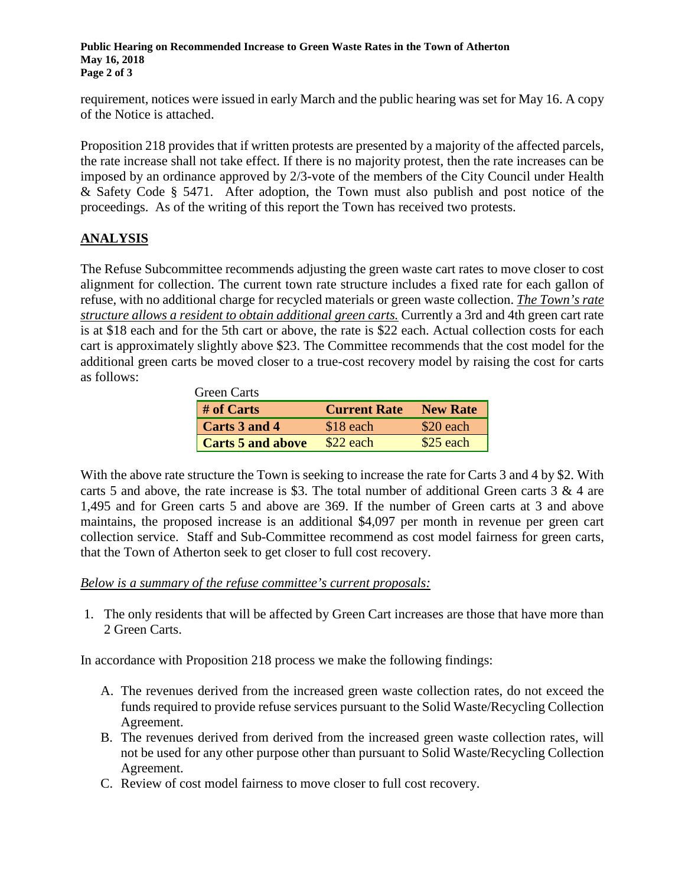requirement, notices were issued in early March and the public hearing was set for May 16. A copy of the Notice is attached.

Proposition 218 provides that if written protests are presented by a majority of the affected parcels, the rate increase shall not take effect. If there is no majority protest, then the rate increases can be imposed by an ordinance approved by 2/3-vote of the members of the City Council under Health & Safety Code § 5471. After adoption, the Town must also publish and post notice of the proceedings. As of the writing of this report the Town has received two protests.

## ANALYSIS

The Refuse Subcommittee recommends adjusting the green waste cart rates to move closer to cost alignment for collection. The current town rate structure includes a fixed rate for each gallon of refuse, with no additional charge for recycled materials or green waste collection. *The Town's rate structure allows a resident to obtain additional green carts.* Currently a 3rd and 4th green cart rate is at $18 each and for the 5th cart or above, the rate is $22 each. Actual collection costs for each cart is approximately slightly above $23. The Committee recommends that the cost model for the additional green carts be moved closer to a true-cost recovery model by raising the cost for carts as follows:

Green Carts

| # of Carts | Current Rate | New Rate |
|---|---|---|
| **Carts 3 and 4** | $18 each | $20 each |
| **Carts 5 and above** | $22 each | $25 each |

With the above rate structure the Town is seeking to increase the rate for Carts 3 and 4 by $2. With carts 5 and above, the rate increase is $3. The total number of additional Green carts 3 & 4 are 1,495 and for Green carts 5 and above are 369. If the number of Green carts at 3 and above maintains, the proposed increase is an additional $4,097 per month in revenue per green cart collection service. Staff and Sub-Committee recommend as cost model fairness for green carts, that the Town of Atherton seek to get closer to full cost recovery.

*Below is a summary of the refuse committee's current proposals:*

1. The only residents that will be affected by Green Cart increases are those that have more than 2 Green Carts.

In accordance with Proposition 218 process we make the following findings:

A. The revenues derived from the increased green waste collection rates, do not exceed the funds required to provide refuse services pursuant to the Solid Waste/Recycling Collection Agreement.
B. The revenues derived from derived from the increased green waste collection rates, will not be used for any other purpose other than pursuant to Solid Waste/Recycling Collection Agreement.
C. Review of cost model fairness to move closer to full cost recovery.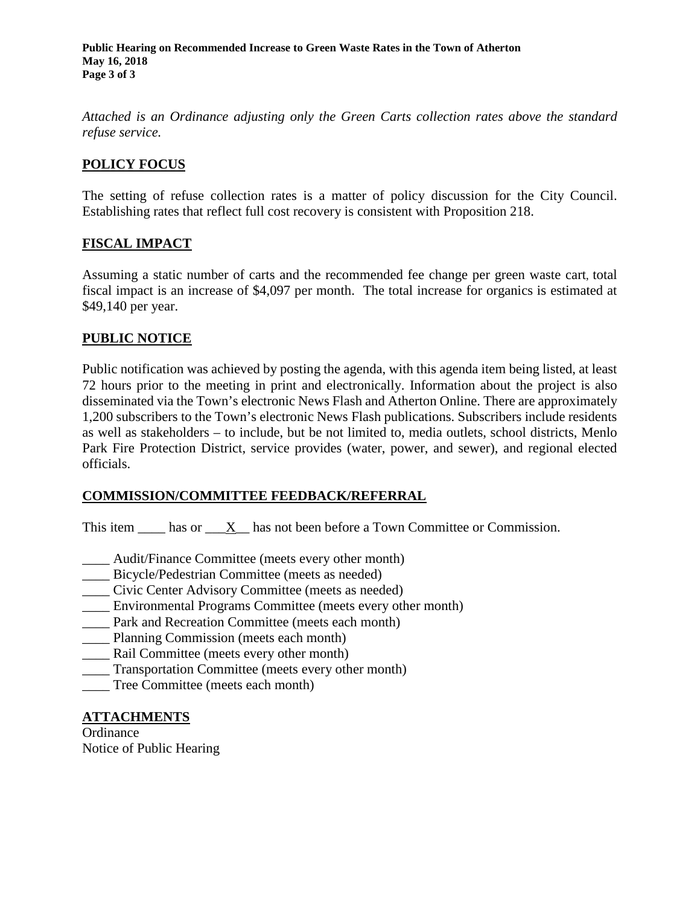*Attached is an Ordinance adjusting only the Green Carts collection rates above the standard refuse service.*

## POLICY FOCUS

The setting of refuse collection rates is a matter of policy discussion for the City Council. Establishing rates that reflect full cost recovery is consistent with Proposition 218.

## FISCAL IMPACT

Assuming a static number of carts and the recommended fee change per green waste cart, total fiscal impact is an increase of $4,097 per month. The total increase for organics is estimated at $49,140 per year.

## PUBLIC NOTICE

Public notification was achieved by posting the agenda, with this agenda item being listed, at least 72 hours prior to the meeting in print and electronically. Information about the project is also disseminated via the Town's electronic News Flash and Atherton Online. There are approximately 1,200 subscribers to the Town's electronic News Flash publications. Subscribers include residents as well as stakeholders – to include, but be not limited to, media outlets, school districts, Menlo Park Fire Protection District, service provides (water, power, and sewer), and regional elected officials.

## COMMISSION/COMMITTEE FEEDBACK/REFERRAL

This item ____ has or ___X__ has not been before a Town Committee or Commission.

____ Audit/Finance Committee (meets every other month)
____ Bicycle/Pedestrian Committee (meets as needed)
____ Civic Center Advisory Committee (meets as needed)
____ Environmental Programs Committee (meets every other month)
____ Park and Recreation Committee (meets each month)
____ Planning Commission (meets each month)
____ Rail Committee (meets every other month)
____ Transportation Committee (meets every other month)
____ Tree Committee (meets each month)

## ATTACHMENTS

Ordinance
Notice of Public Hearing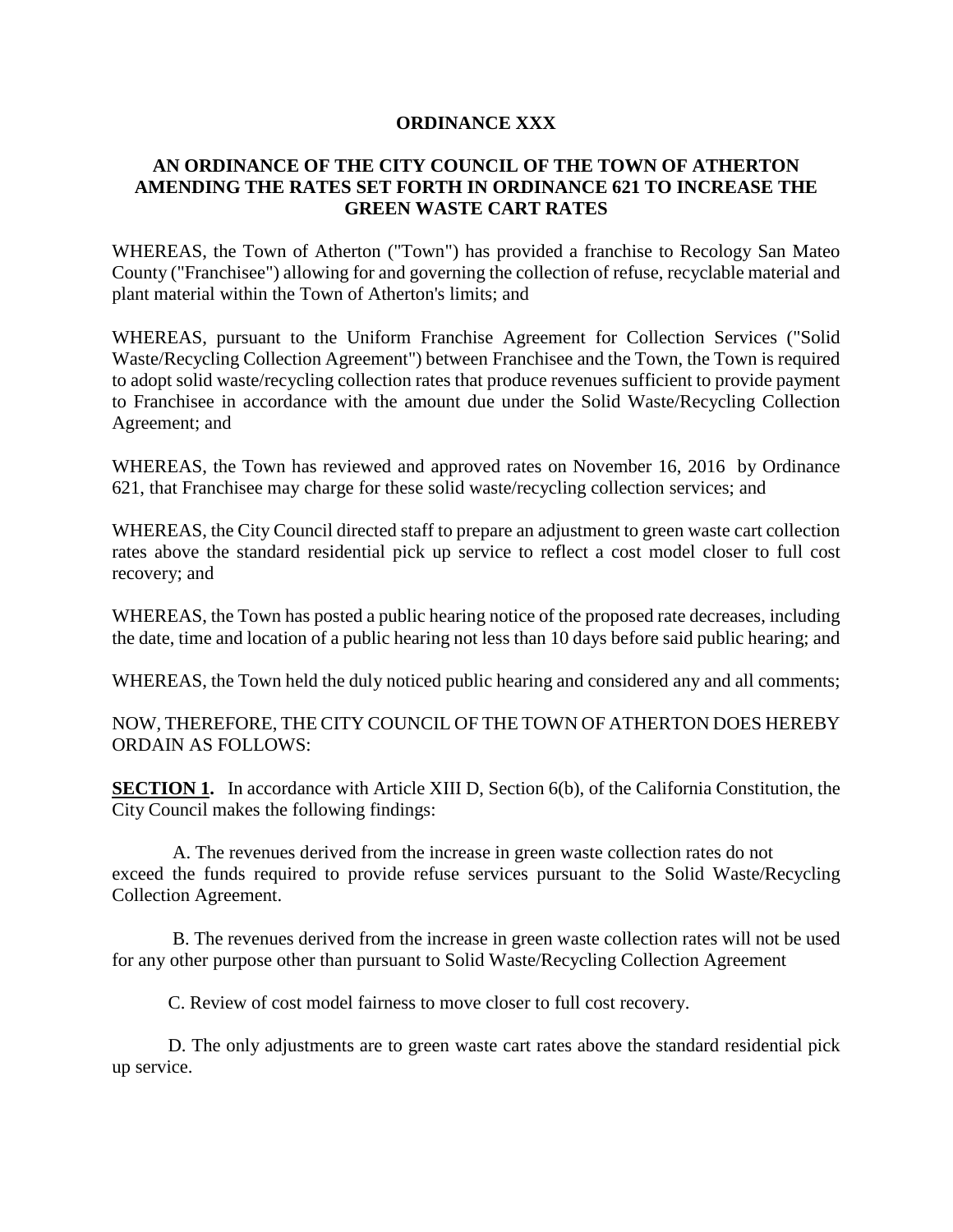**ORDINANCE XXX**

**AN ORDINANCE OF THE CITY COUNCIL OF THE TOWN OF ATHERTON AMENDING THE RATES SET FORTH IN ORDINANCE 621 TO INCREASE THE GREEN WASTE CART RATES**

WHEREAS, the Town of Atherton ("Town") has provided a franchise to Recology San Mateo County ("Franchisee") allowing for and governing the collection of refuse, recyclable material and plant material within the Town of Atherton's limits; and

WHEREAS, pursuant to the Uniform Franchise Agreement for Collection Services ("Solid Waste/Recycling Collection Agreement") between Franchisee and the Town, the Town is required to adopt solid waste/recycling collection rates that produce revenues sufficient to provide payment to Franchisee in accordance with the amount due under the Solid Waste/Recycling Collection Agreement; and

WHEREAS, the Town has reviewed and approved rates on November 16, 2016 by Ordinance 621, that Franchisee may charge for these solid waste/recycling collection services; and

WHEREAS, the City Council directed staff to prepare an adjustment to green waste cart collection rates above the standard residential pick up service to reflect a cost model closer to full cost recovery; and

WHEREAS, the Town has posted a public hearing notice of the proposed rate decreases, including the date, time and location of a public hearing not less than 10 days before said public hearing; and

WHEREAS, the Town held the duly noticed public hearing and considered any and all comments;

NOW, THEREFORE, THE CITY COUNCIL OF THE TOWN OF ATHERTON DOES HEREBY ORDAIN AS FOLLOWS:

**SECTION 1.** In accordance with Article XIII D, Section 6(b), of the California Constitution, the City Council makes the following findings:

A. The revenues derived from the increase in green waste collection rates do not exceed the funds required to provide refuse services pursuant to the Solid Waste/Recycling Collection Agreement.

B. The revenues derived from the increase in green waste collection rates will not be used for any other purpose other than pursuant to Solid Waste/Recycling Collection Agreement

C. Review of cost model fairness to move closer to full cost recovery.

D. The only adjustments are to green waste cart rates above the standard residential pick up service.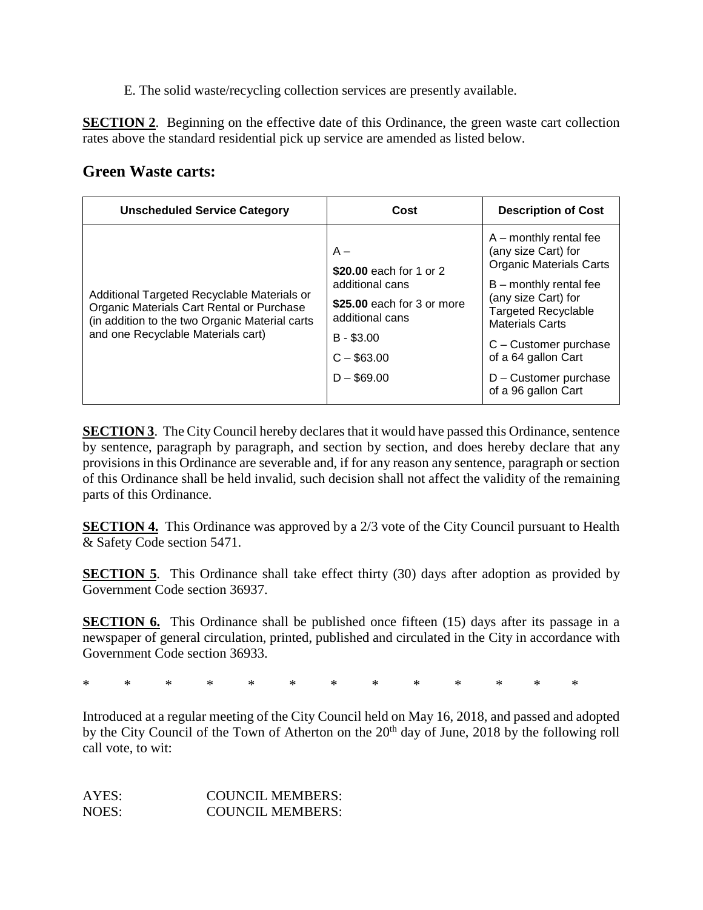E. The solid waste/recycling collection services are presently available.

**SECTION 2**. Beginning on the effective date of this Ordinance, the green waste cart collection rates above the standard residential pick up service are amended as listed below.

## Green Waste carts:

| Unscheduled Service Category | Cost | Description of Cost |
|---|---|---|
| Additional Targeted Recyclable Materials or Organic Materials Cart Rental or Purchase (in addition to the two Organic Material carts and one Recyclable Materials cart) | A – **$20.00** each for 1 or 2 additional cans **$25.00** each for 3 or more additional cans B - $3.00 C – $63.00 D – $69.00 | A – monthly rental fee (any size Cart) for Organic Materials Carts B – monthly rental fee (any size Cart) for Targeted Recyclable Materials Carts C – Customer purchase of a 64 gallon Cart D – Customer purchase of a 96 gallon Cart |

**SECTION 3**. The City Council hereby declares that it would have passed this Ordinance, sentence by sentence, paragraph by paragraph, and section by section, and does hereby declare that any provisions in this Ordinance are severable and, if for any reason any sentence, paragraph or section of this Ordinance shall be held invalid, such decision shall not affect the validity of the remaining parts of this Ordinance.

**SECTION 4.** This Ordinance was approved by a 2/3 vote of the City Council pursuant to Health & Safety Code section 5471.

**SECTION 5**. This Ordinance shall take effect thirty (30) days after adoption as provided by Government Code section 36937.

**SECTION 6.** This Ordinance shall be published once fifteen (15) days after its passage in a newspaper of general circulation, printed, published and circulated in the City in accordance with Government Code section 36933.

\* \* \* \* \* \* \* \* \* \* \* \* \*

Introduced at a regular meeting of the City Council held on May 16, 2018, and passed and adopted by the City Council of the Town of Atherton on the 20th day of June, 2018 by the following roll call vote, to wit:

AYES: COUNCIL MEMBERS:
NOES: COUNCIL MEMBERS: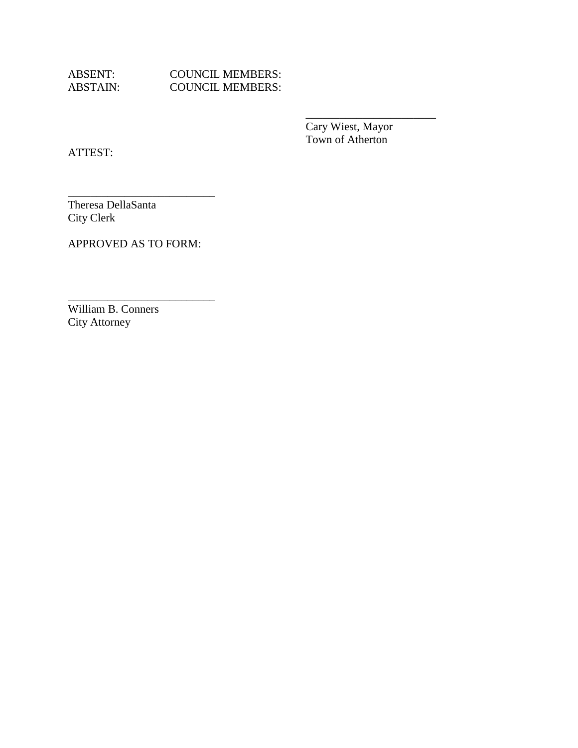ABSENT: COUNCIL MEMBERS:
ABSTAIN: COUNCIL MEMBERS:

______________________
Cary Wiest, Mayor
Town of Atherton

ATTEST:

__________________________
Theresa DellaSanta
City Clerk

APPROVED AS TO FORM:

__________________________
William B. Conners
City Attorney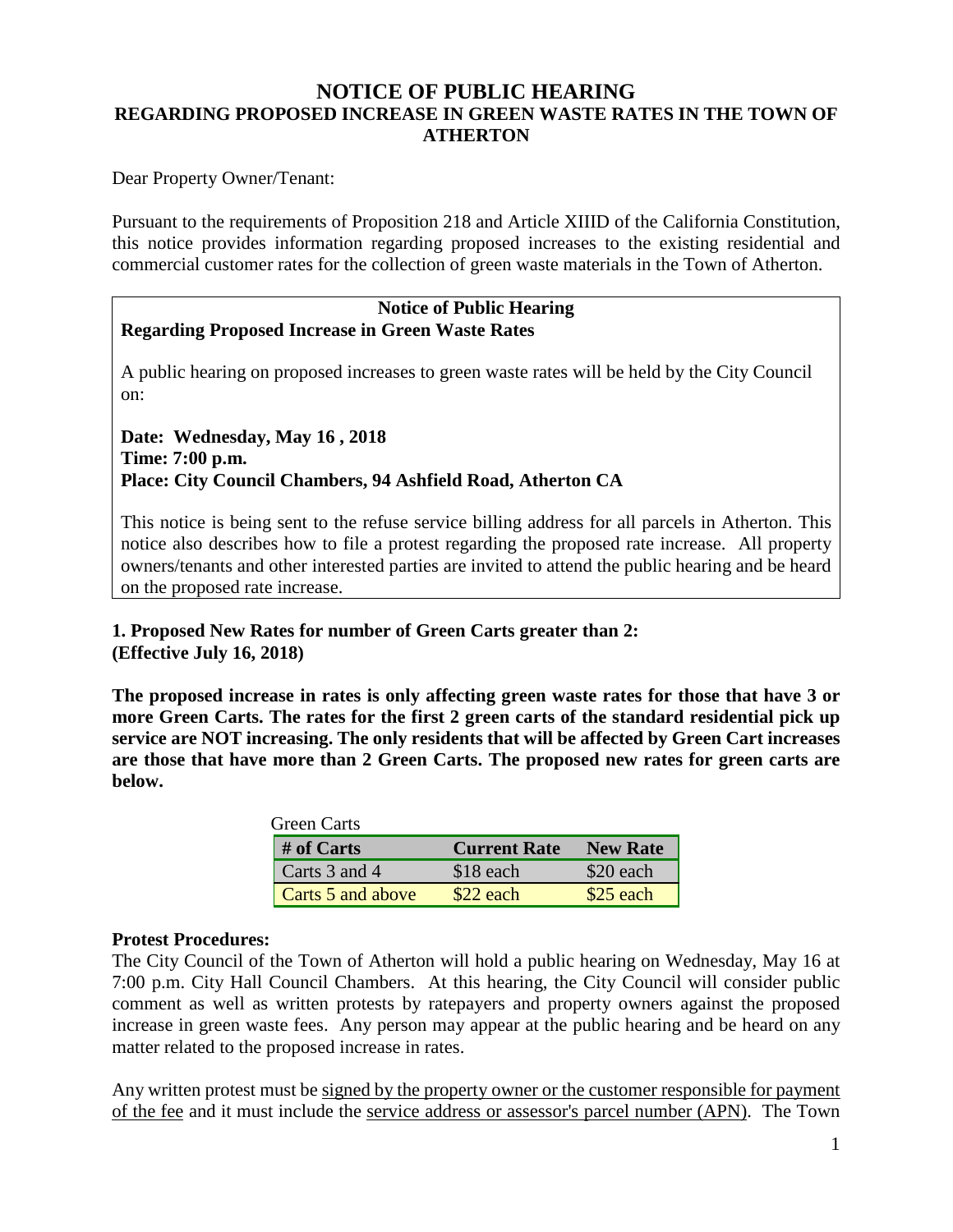# NOTICE OF PUBLIC HEARING
## REGARDING PROPOSED INCREASE IN GREEN WASTE RATES IN THE TOWN OF ATHERTON

Dear Property Owner/Tenant:

Pursuant to the requirements of Proposition 218 and Article XIIID of the California Constitution, this notice provides information regarding proposed increases to the existing residential and commercial customer rates for the collection of green waste materials in the Town of Atherton.

**Notice of Public Hearing**
**Regarding Proposed Increase in Green Waste Rates**

A public hearing on proposed increases to green waste rates will be held by the City Council on:

**Date: Wednesday, May 16 , 2018**
**Time: 7:00 p.m.**
**Place: City Council Chambers, 94 Ashfield Road, Atherton CA**

This notice is being sent to the refuse service billing address for all parcels in Atherton. This notice also describes how to file a protest regarding the proposed rate increase. All property owners/tenants and other interested parties are invited to attend the public hearing and be heard on the proposed rate increase.

**1. Proposed New Rates for number of Green Carts greater than 2:**
**(Effective July 16, 2018)**

**The proposed increase in rates is only affecting green waste rates for those that have 3 or more Green Carts. The rates for the first 2 green carts of the standard residential pick up service are NOT increasing. The only residents that will be affected by Green Cart increases are those that have more than 2 Green Carts. The proposed new rates for green carts are below.**

Green Carts

| # of Carts | Current Rate | New Rate |
|---|---|---|
| Carts 3 and 4 | $18 each | $20 each |
| Carts 5 and above | $22 each | $25 each |

**Protest Procedures:**
The City Council of the Town of Atherton will hold a public hearing on Wednesday, May 16 at 7:00 p.m. City Hall Council Chambers. At this hearing, the City Council will consider public comment as well as written protests by ratepayers and property owners against the proposed increase in green waste fees. Any person may appear at the public hearing and be heard on any matter related to the proposed increase in rates.

Any written protest must be signed by the property owner or the customer responsible for payment of the fee and it must include the service address or assessor's parcel number (APN). The Town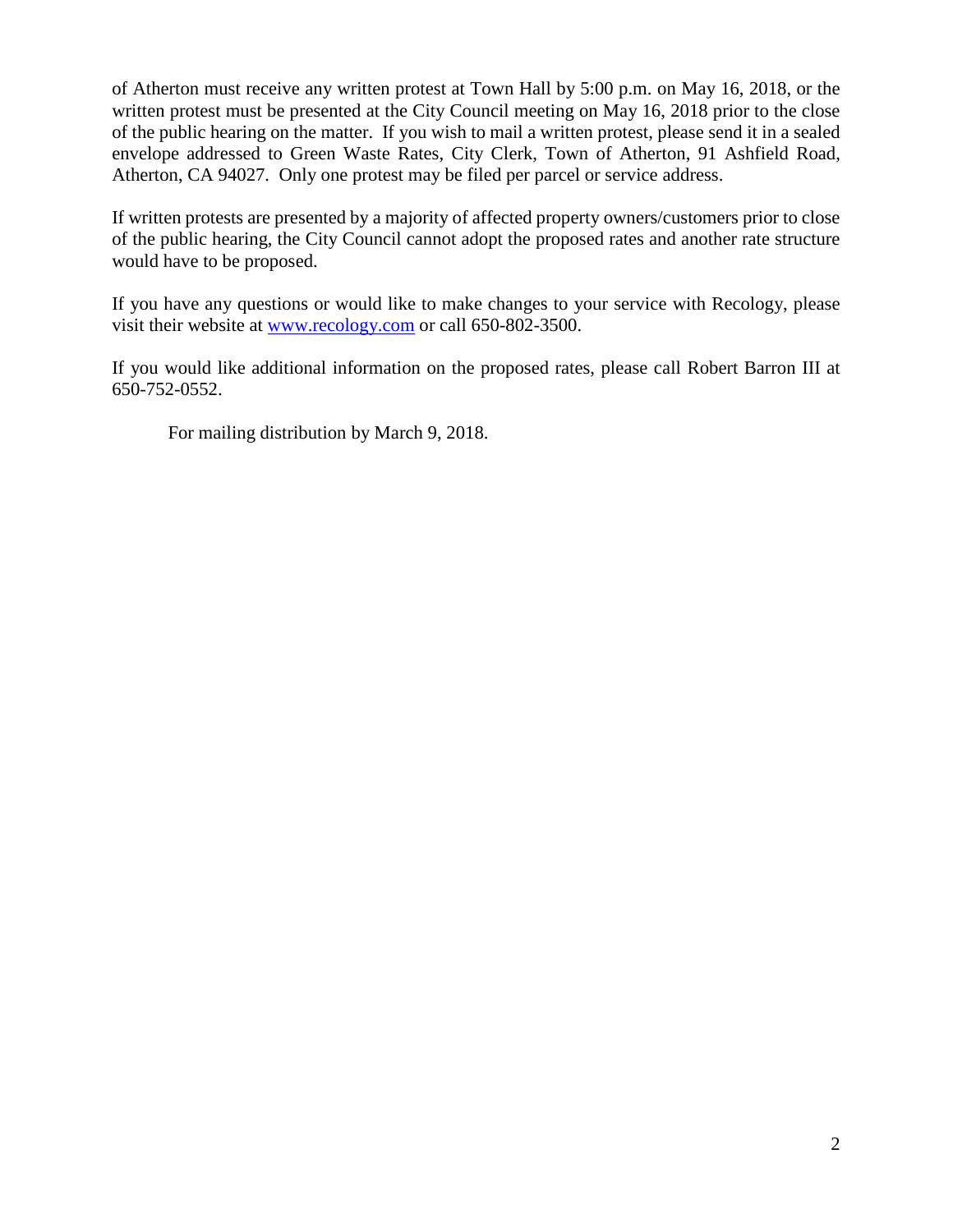of Atherton must receive any written protest at Town Hall by 5:00 p.m. on May 16, 2018, or the written protest must be presented at the City Council meeting on May 16, 2018 prior to the close of the public hearing on the matter. If you wish to mail a written protest, please send it in a sealed envelope addressed to Green Waste Rates, City Clerk, Town of Atherton, 91 Ashfield Road, Atherton, CA 94027. Only one protest may be filed per parcel or service address.

If written protests are presented by a majority of affected property owners/customers prior to close of the public hearing, the City Council cannot adopt the proposed rates and another rate structure would have to be proposed.

If you have any questions or would like to make changes to your service with Recology, please visit their website at [www.recology.com](http://www.recology.com) or call 650-802-3500.

If you would like additional information on the proposed rates, please call Robert Barron III at 650-752-0552.

For mailing distribution by March 9, 2018.